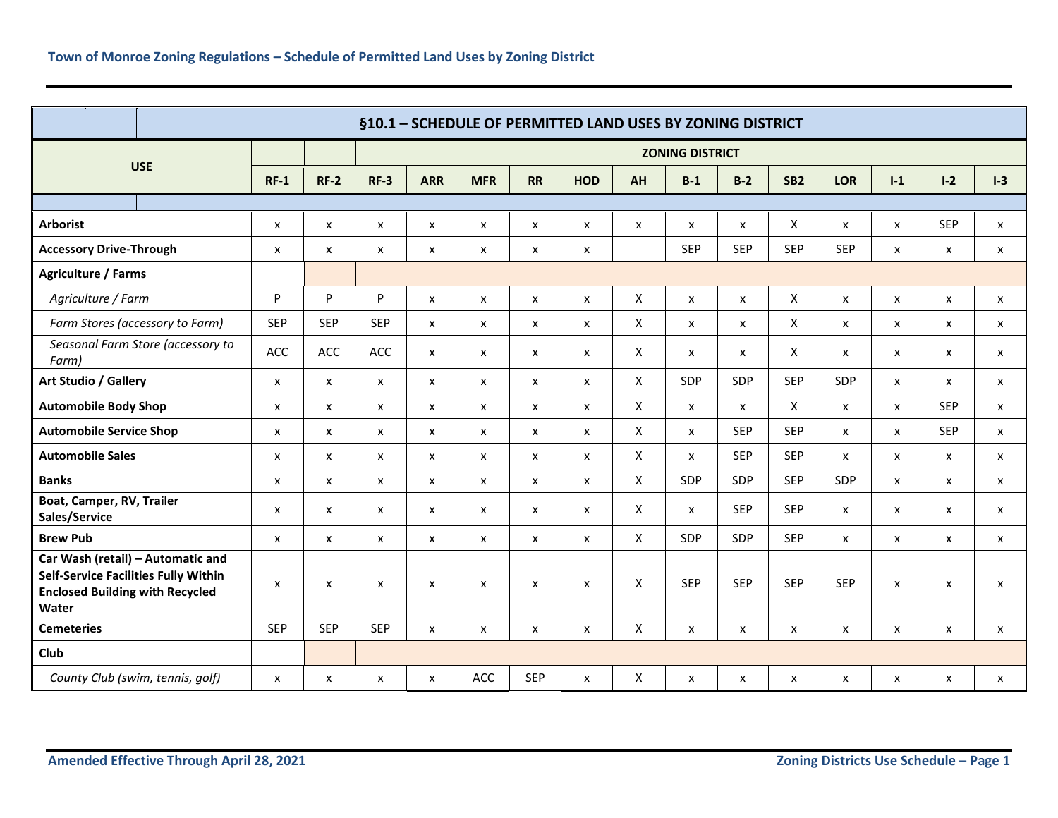## §10.1 – SCHEDULE OF PERMITTED LAND USES BY ZONING DISTRICT

| USE | ZONING DISTRICT | | | | | | | | | | | | | | |
|---|---|---|---|---|---|---|---|---|---|---|---|---|---|---|---|
| | RF-1 | RF-2 | RF-3 | ARR | MFR | RR | HOD | AH | B-1 | B-2 | SB2 | LOR | I-1 | I-2 | I-3 |
| **Arborist** | x | x | x | x | x | x | x | x | x | x | X | x | x | SEP | x |
| **Accessory Drive-Through** | x | x | x | x | x | x | x | | SEP | SEP | SEP | SEP | x | x | x |
| **Agriculture / Farms** | | | | | | | | | | | | | | | |
| *Agriculture / Farm* | P | P | P | x | x | x | x | X | x | x | X | x | x | x | x |
| *Farm Stores (accessory to Farm)* | SEP | SEP | SEP | x | x | x | x | X | x | x | X | x | x | x | x |
| *Seasonal Farm Store (accessory to Farm)* | ACC | ACC | ACC | x | x | x | x | X | x | x | X | x | x | x | x |
| **Art Studio / Gallery** | x | x | x | x | x | x | x | X | SDP | SDP | SEP | SDP | x | x | x |
| **Automobile Body Shop** | x | x | x | x | x | x | x | X | x | x | X | x | x | SEP | x |
| **Automobile Service Shop** | x | x | x | x | x | x | x | X | x | SEP | SEP | x | x | SEP | x |
| **Automobile Sales** | x | x | x | x | x | x | x | X | x | SEP | SEP | x | x | x | x |
| **Banks** | x | x | x | x | x | x | x | X | SDP | SDP | SEP | SDP | x | x | x |
| **Boat, Camper, RV, Trailer Sales/Service** | x | x | x | x | x | x | x | X | x | SEP | SEP | x | x | x | x |
| **Brew Pub** | x | x | x | x | x | x | x | X | SDP | SDP | SEP | x | x | x | x |
| **Car Wash (retail) – Automatic and Self-Service Facilities Fully Within Enclosed Building with Recycled Water** | x | x | x | x | x | x | x | X | SEP | SEP | SEP | SEP | x | x | x |
| **Cemeteries** | SEP | SEP | SEP | x | x | x | x | X | x | x | x | x | x | x | x |
| **Club** | | | | | | | | | | | | | | | |
| *County Club (swim, tennis, golf)* | x | x | x | x | ACC | SEP | x | X | x | x | x | x | x | x | x |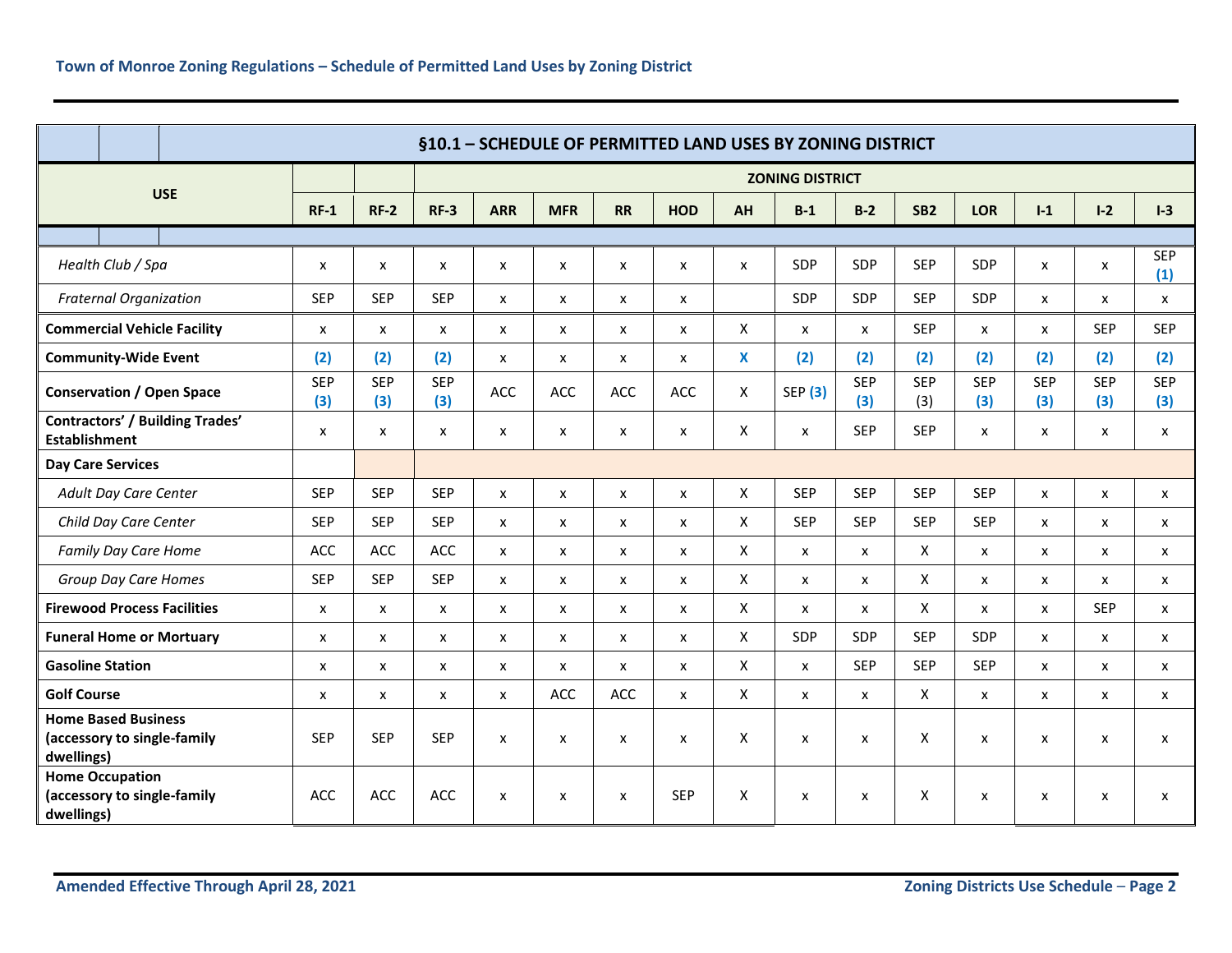| §10.1 – SCHEDULE OF PERMITTED LAND USES BY ZONING DISTRICT | | | | | | | | | | | | | | | |
|---|---|---|---|---|---|---|---|---|---|---|---|---|---|---|---|
| **USE** | **ZONING DISTRICT** | | | | | | | | | | | | | | |
| | **RF-1** | **RF-2** | **RF-3** | **ARR** | **MFR** | **RR** | **HOD** | **AH** | **B-1** | **B-2** | **SB2** | **LOR** | **I-1** | **I-2** | **I-3** |
| *Health Club / Spa* | x | x | x | x | x | x | x | x | SDP | SDP | SEP | SDP | x | x | SEP (1) |
| *Fraternal Organization* | SEP | SEP | SEP | x | x | x | x | | SDP | SDP | SEP | SDP | x | x | x |
| **Commercial Vehicle Facility** | x | x | x | x | x | x | x | X | x | x | SEP | x | x | SEP | SEP |
| **Community-Wide Event** | (2) | (2) | (2) | x | x | x | x | X | (2) | (2) | (2) | (2) | (2) | (2) | (2) |
| **Conservation / Open Space** | SEP (3) | SEP (3) | SEP (3) | ACC | ACC | ACC | ACC | X | SEP (3) | SEP (3) | SEP (3) | SEP (3) | SEP (3) | SEP (3) | SEP (3) |
| **Contractors' / Building Trades' Establishment** | x | x | x | x | x | x | x | X | x | SEP | SEP | x | x | x | x |
| **Day Care Services** | | | | | | | | | | | | | | | |
| *Adult Day Care Center* | SEP | SEP | SEP | x | x | x | x | X | SEP | SEP | SEP | SEP | x | x | x |
| *Child Day Care Center* | SEP | SEP | SEP | x | x | x | x | X | SEP | SEP | SEP | SEP | x | x | x |
| *Family Day Care Home* | ACC | ACC | ACC | x | x | x | x | X | x | x | X | x | x | x | x |
| *Group Day Care Homes* | SEP | SEP | SEP | x | x | x | x | X | x | x | X | x | x | x | x |
| **Firewood Process Facilities** | x | x | x | x | x | x | x | X | x | x | X | x | x | SEP | x |
| **Funeral Home or Mortuary** | x | x | x | x | x | x | x | X | SDP | SDP | SEP | SDP | x | x | x |
| **Gasoline Station** | x | x | x | x | x | x | x | X | x | SEP | SEP | SEP | x | x | x |
| **Golf Course** | x | x | x | x | ACC | ACC | x | X | x | x | X | x | x | x | x |
| **Home Based Business (accessory to single-family dwellings)** | SEP | SEP | SEP | x | x | x | x | X | x | x | X | x | x | x | x |
| **Home Occupation (accessory to single-family dwellings)** | ACC | ACC | ACC | x | x | x | SEP | X | x | x | X | x | x | x | x |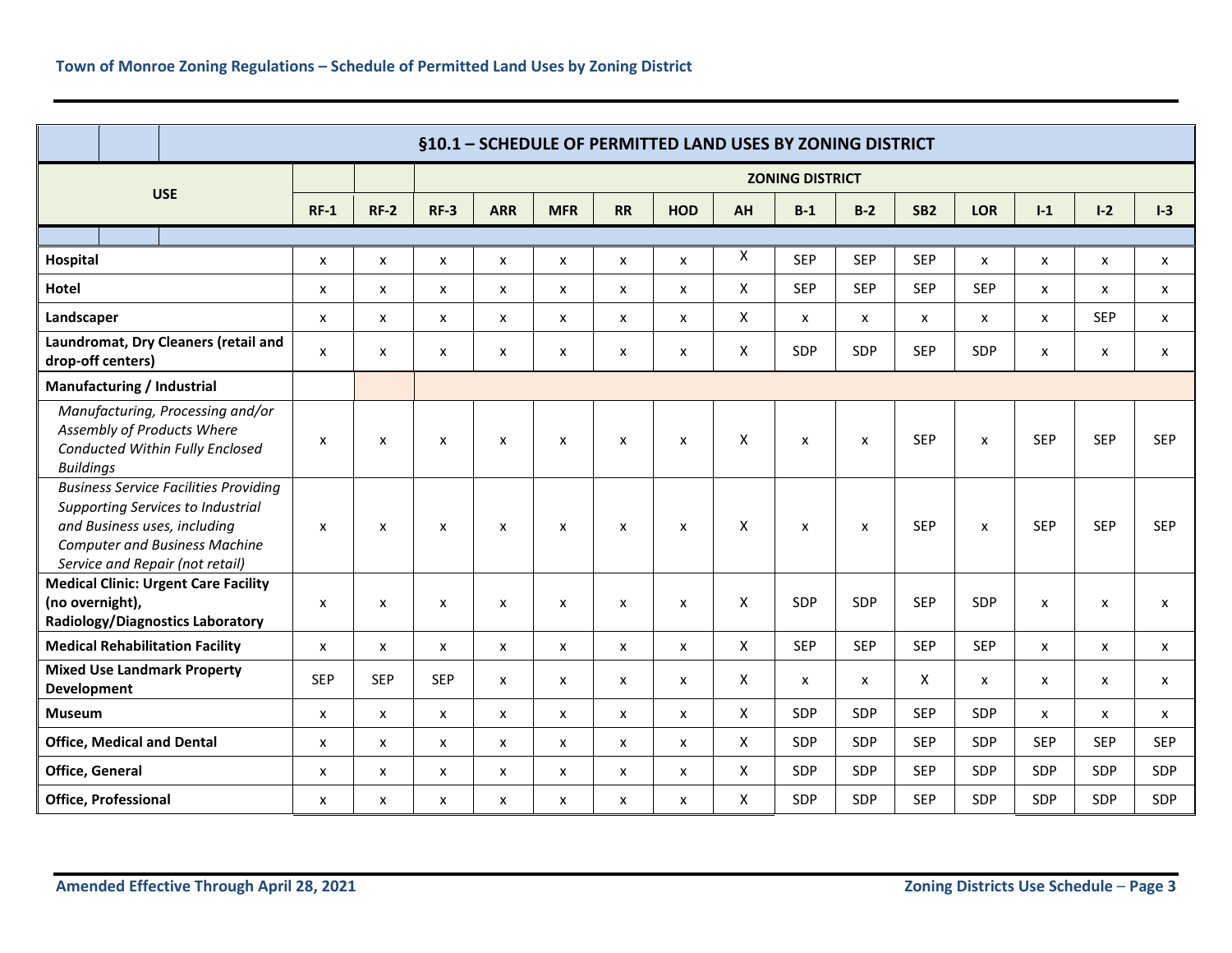## §10.1 – SCHEDULE OF PERMITTED LAND USES BY ZONING DISTRICT

| USE | ZONING DISTRICT | | | | | | | | | | | | | |
|---|---|---|---|---|---|---|---|---|---|---|---|---|---|---|
| | RF-1 | RF-2 | RF-3 | ARR | MFR | RR | HOD | AH | B-1 | B-2 | SB2 | LOR | I-1 | I-2 | I-3 |
| **Hospital** | x | x | x | x | x | x | x | X | SEP | SEP | SEP | x | x | x | x |
| **Hotel** | x | x | x | x | x | x | x | X | SEP | SEP | SEP | SEP | x | x | x |
| **Landscaper** | x | x | x | x | x | x | x | X | x | x | x | x | x | SEP | x |
| **Laundromat, Dry Cleaners (retail and drop-off centers)** | x | x | x | x | x | x | x | X | SDP | SDP | SEP | SDP | x | x | x |
| **Manufacturing / Industrial** | | | | | | | | | | | | | | | |
| *Manufacturing, Processing and/or Assembly of Products Where Conducted Within Fully Enclosed Buildings* | x | x | x | x | x | x | x | X | x | x | SEP | x | SEP | SEP | SEP |
| *Business Service Facilities Providing Supporting Services to Industrial and Business uses, including Computer and Business Machine Service and Repair (not retail)* | x | x | x | x | x | x | x | X | x | x | SEP | x | SEP | SEP | SEP |
| **Medical Clinic: Urgent Care Facility (no overnight), Radiology/Diagnostics Laboratory** | x | x | x | x | x | x | x | X | SDP | SDP | SEP | SDP | x | x | x |
| **Medical Rehabilitation Facility** | x | x | x | x | x | x | x | X | SEP | SEP | SEP | SEP | x | x | x |
| **Mixed Use Landmark Property Development** | SEP | SEP | SEP | x | x | x | x | X | x | x | X | x | x | x | x |
| **Museum** | x | x | x | x | x | x | x | X | SDP | SDP | SEP | SDP | x | x | x |
| **Office, Medical and Dental** | x | x | x | x | x | x | x | X | SDP | SDP | SEP | SDP | SEP | SEP | SEP |
| **Office, General** | x | x | x | x | x | x | x | X | SDP | SDP | SEP | SDP | SDP | SDP | SDP |
| **Office, Professional** | x | x | x | x | x | x | x | X | SDP | SDP | SEP | SDP | SDP | SDP | SDP |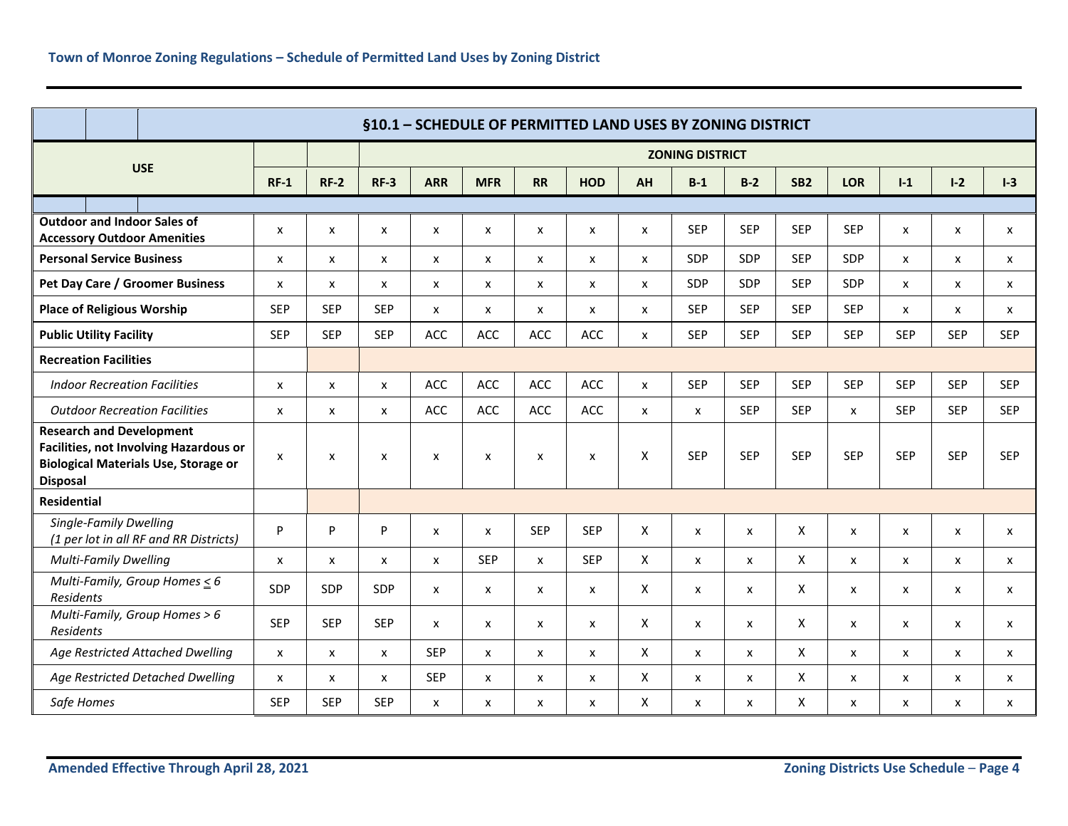| §10.1 – SCHEDULE OF PERMITTED LAND USES BY ZONING DISTRICT | | | | | | | | | | | | | | | |
|---|---|---|---|---|---|---|---|---|---|---|---|---|---|---|---|
| USE | ZONING DISTRICT | | | | | | | | | | | | | | |
| | RF-1 | RF-2 | RF-3 | ARR | MFR | RR | HOD | AH | B-1 | B-2 | SB2 | LOR | I-1 | I-2 | I-3 |
| **Outdoor and Indoor Sales of Accessory Outdoor Amenities** | x | x | x | x | x | x | x | x | SEP | SEP | SEP | SEP | x | x | x |
| **Personal Service Business** | x | x | x | x | x | x | x | x | SDP | SDP | SEP | SDP | x | x | x |
| **Pet Day Care / Groomer Business** | x | x | x | x | x | x | x | x | SDP | SDP | SEP | SDP | x | x | x |
| **Place of Religious Worship** | SEP | SEP | SEP | x | x | x | x | x | SEP | SEP | SEP | SEP | x | x | x |
| **Public Utility Facility** | SEP | SEP | SEP | ACC | ACC | ACC | ACC | x | SEP | SEP | SEP | SEP | SEP | SEP | SEP |
| **Recreation Facilities** | | | | | | | | | | | | | | | |
| *Indoor Recreation Facilities* | x | x | x | ACC | ACC | ACC | ACC | x | SEP | SEP | SEP | SEP | SEP | SEP | SEP |
| *Outdoor Recreation Facilities* | x | x | x | ACC | ACC | ACC | ACC | x | x | SEP | SEP | x | SEP | SEP | SEP |
| **Research and Development Facilities, not Involving Hazardous or Biological Materials Use, Storage or Disposal** | x | x | x | x | x | x | x | X | SEP | SEP | SEP | SEP | SEP | SEP | SEP |
| **Residential** | | | | | | | | | | | | | | | |
| *Single-Family Dwelling (1 per lot in all RF and RR Districts)* | P | P | P | x | x | SEP | SEP | X | x | x | X | x | x | x | x |
| *Multi-Family Dwelling* | x | x | x | x | SEP | x | SEP | X | x | x | X | x | x | x | x |
| *Multi-Family, Group Homes ≤ 6 Residents* | SDP | SDP | SDP | x | x | x | x | X | x | x | X | x | x | x | x |
| *Multi-Family, Group Homes > 6 Residents* | SEP | SEP | SEP | x | x | x | x | X | x | x | X | x | x | x | x |
| *Age Restricted Attached Dwelling* | x | x | x | SEP | x | x | x | X | x | x | X | x | x | x | x |
| *Age Restricted Detached Dwelling* | x | x | x | SEP | x | x | x | X | x | x | X | x | x | x | x |
| *Safe Homes* | SEP | SEP | SEP | x | x | x | x | X | x | x | X | x | x | x | x |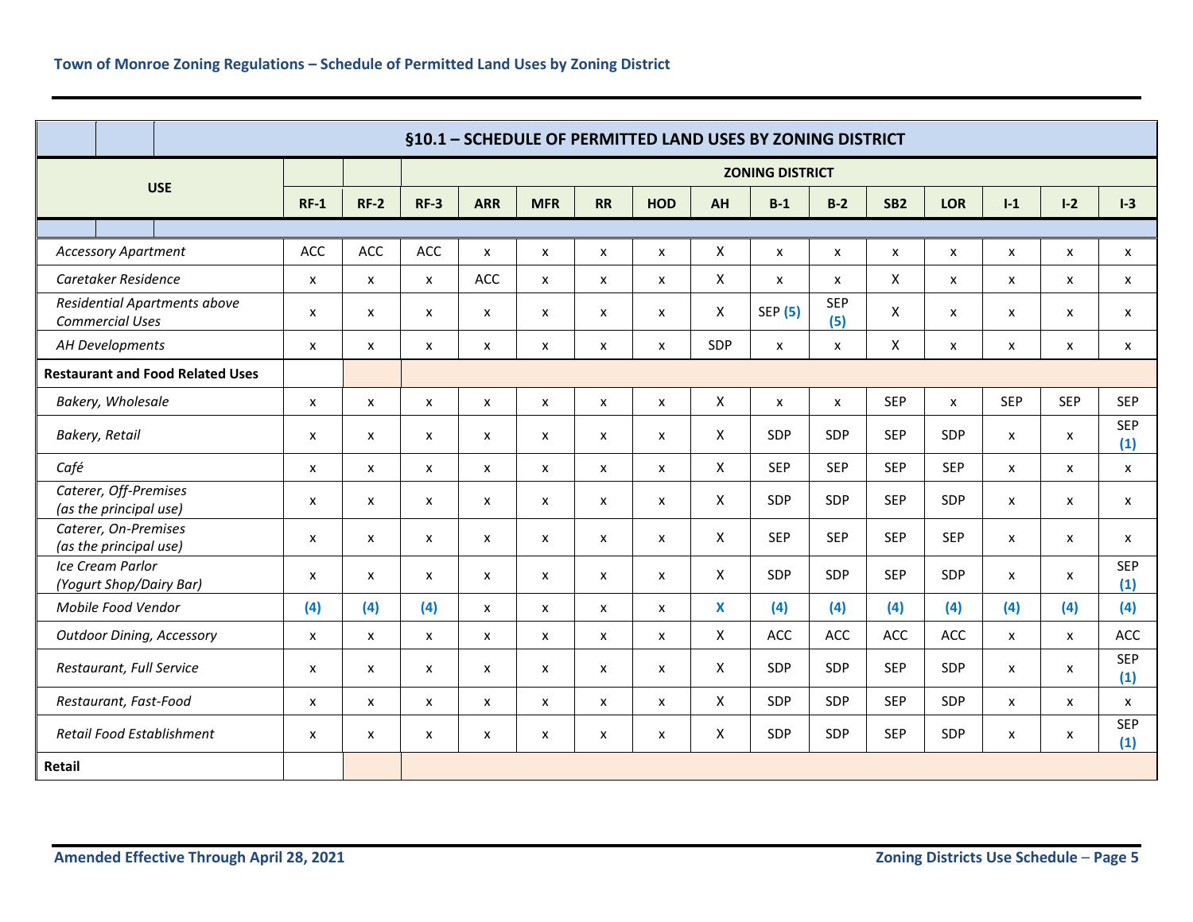## §10.1 – SCHEDULE OF PERMITTED LAND USES BY ZONING DISTRICT

| USE | ZONING DISTRICT | | | | | | | | | | | | | |
|---|---|---|---|---|---|---|---|---|---|---|---|---|---|---|
| | RF-1 | RF-2 | RF-3 | ARR | MFR | RR | HOD | AH | B-1 | B-2 | SB2 | LOR | I-1 | I-2 | I-3 |
| *Accessory Apartment* | ACC | ACC | ACC | x | x | x | x | X | x | x | x | x | x | x | x |
| *Caretaker Residence* | x | x | x | ACC | x | x | x | X | x | x | X | x | x | x | x |
| *Residential Apartments above Commercial Uses* | x | x | x | x | x | x | x | X | SEP (5) | SEP (5) | X | x | x | x | x |
| *AH Developments* | x | x | x | x | x | x | x | SDP | x | x | X | x | x | x | x |
| **Restaurant and Food Related Uses** | | | | | | | | | | | | | | | |
| *Bakery, Wholesale* | x | x | x | x | x | x | x | X | x | x | SEP | x | SEP | SEP | SEP |
| *Bakery, Retail* | x | x | x | x | x | x | x | X | SDP | SDP | SEP | SDP | x | x | SEP (1) |
| *Café* | x | x | x | x | x | x | x | X | SEP | SEP | SEP | SEP | x | x | x |
| *Caterer, Off-Premises (as the principal use)* | x | x | x | x | x | x | x | X | SDP | SDP | SEP | SDP | x | x | x |
| *Caterer, On-Premises (as the principal use)* | x | x | x | x | x | x | x | X | SEP | SEP | SEP | SEP | x | x | x |
| *Ice Cream Parlor (Yogurt Shop/Dairy Bar)* | x | x | x | x | x | x | x | X | SDP | SDP | SEP | SDP | x | x | SEP (1) |
| *Mobile Food Vendor* | (4) | (4) | (4) | x | x | x | x | X | (4) | (4) | (4) | (4) | (4) | (4) | (4) |
| *Outdoor Dining, Accessory* | x | x | x | x | x | x | x | X | ACC | ACC | ACC | ACC | x | x | ACC |
| *Restaurant, Full Service* | x | x | x | x | x | x | x | X | SDP | SDP | SEP | SDP | x | x | SEP (1) |
| *Restaurant, Fast-Food* | x | x | x | x | x | x | x | X | SDP | SDP | SEP | SDP | x | x | x |
| *Retail Food Establishment* | x | x | x | x | x | x | x | X | SDP | SDP | SEP | SDP | x | x | SEP (1) |
| **Retail** | | | | | | | | | | | | | | | |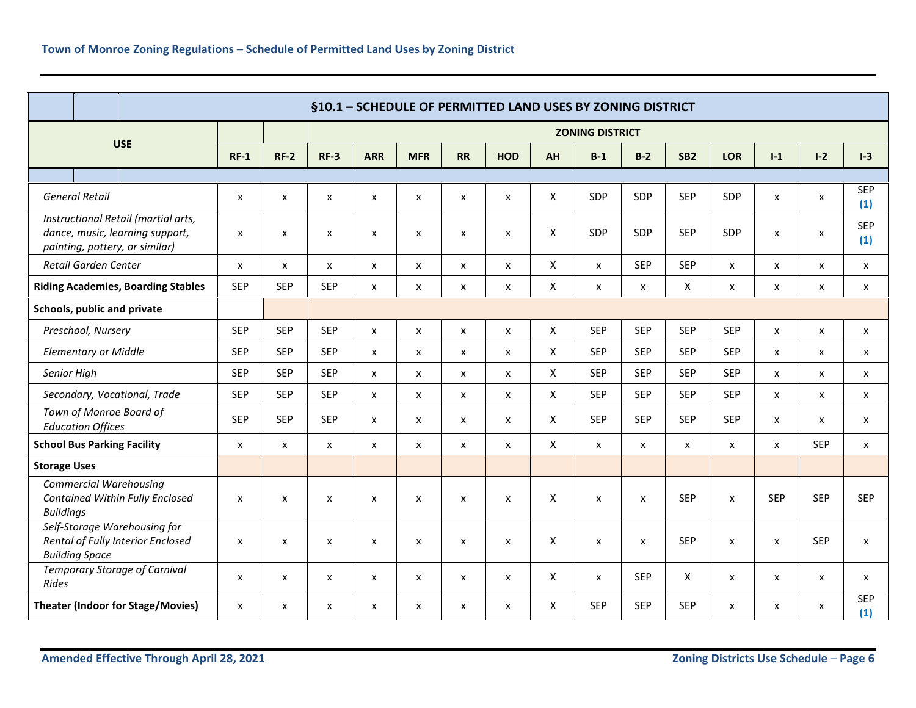| §10.1 – SCHEDULE OF PERMITTED LAND USES BY ZONING DISTRICT | | | | | | | | | | | | | | | |
|---|---|---|---|---|---|---|---|---|---|---|---|---|---|---|---|
| USE | ZONING DISTRICT | | | | | | | | | | | | | | |
| | RF-1 | RF-2 | RF-3 | ARR | MFR | RR | HOD | AH | B-1 | B-2 | SB2 | LOR | I-1 | I-2 | I-3 |
| *General Retail* | x | x | x | x | x | x | x | X | SDP | SDP | SEP | SDP | x | x | SEP (1) |
| *Instructional Retail (martial arts, dance, music, learning support, painting, pottery, or similar)* | x | x | x | x | x | x | x | X | SDP | SDP | SEP | SDP | x | x | SEP (1) |
| *Retail Garden Center* | x | x | x | x | x | x | x | X | x | SEP | SEP | x | x | x | x |
| **Riding Academies, Boarding Stables** | SEP | SEP | SEP | x | x | x | x | X | x | x | X | x | x | x | x |
| **Schools, public and private** | | | | | | | | | | | | | | | |
| *Preschool, Nursery* | SEP | SEP | SEP | x | x | x | x | X | SEP | SEP | SEP | SEP | x | x | x |
| *Elementary or Middle* | SEP | SEP | SEP | x | x | x | x | X | SEP | SEP | SEP | SEP | x | x | x |
| *Senior High* | SEP | SEP | SEP | x | x | x | x | X | SEP | SEP | SEP | SEP | x | x | x |
| *Secondary, Vocational, Trade* | SEP | SEP | SEP | x | x | x | x | X | SEP | SEP | SEP | SEP | x | x | x |
| *Town of Monroe Board of Education Offices* | SEP | SEP | SEP | x | x | x | x | X | SEP | SEP | SEP | SEP | x | x | x |
| **School Bus Parking Facility** | x | x | x | x | x | x | x | X | x | x | x | x | x | SEP | x |
| **Storage Uses** | | | | | | | | | | | | | | | |
| *Commercial Warehousing Contained Within Fully Enclosed Buildings* | x | x | x | x | x | x | x | X | x | x | SEP | x | SEP | SEP | SEP |
| *Self-Storage Warehousing for Rental of Fully Interior Enclosed Building Space* | x | x | x | x | x | x | x | X | x | x | SEP | x | x | SEP | x |
| *Temporary Storage of Carnival Rides* | x | x | x | x | x | x | x | X | x | SEP | X | x | x | x | x |
| **Theater (Indoor for Stage/Movies)** | x | x | x | x | x | x | x | X | SEP | SEP | SEP | x | x | x | SEP (1) |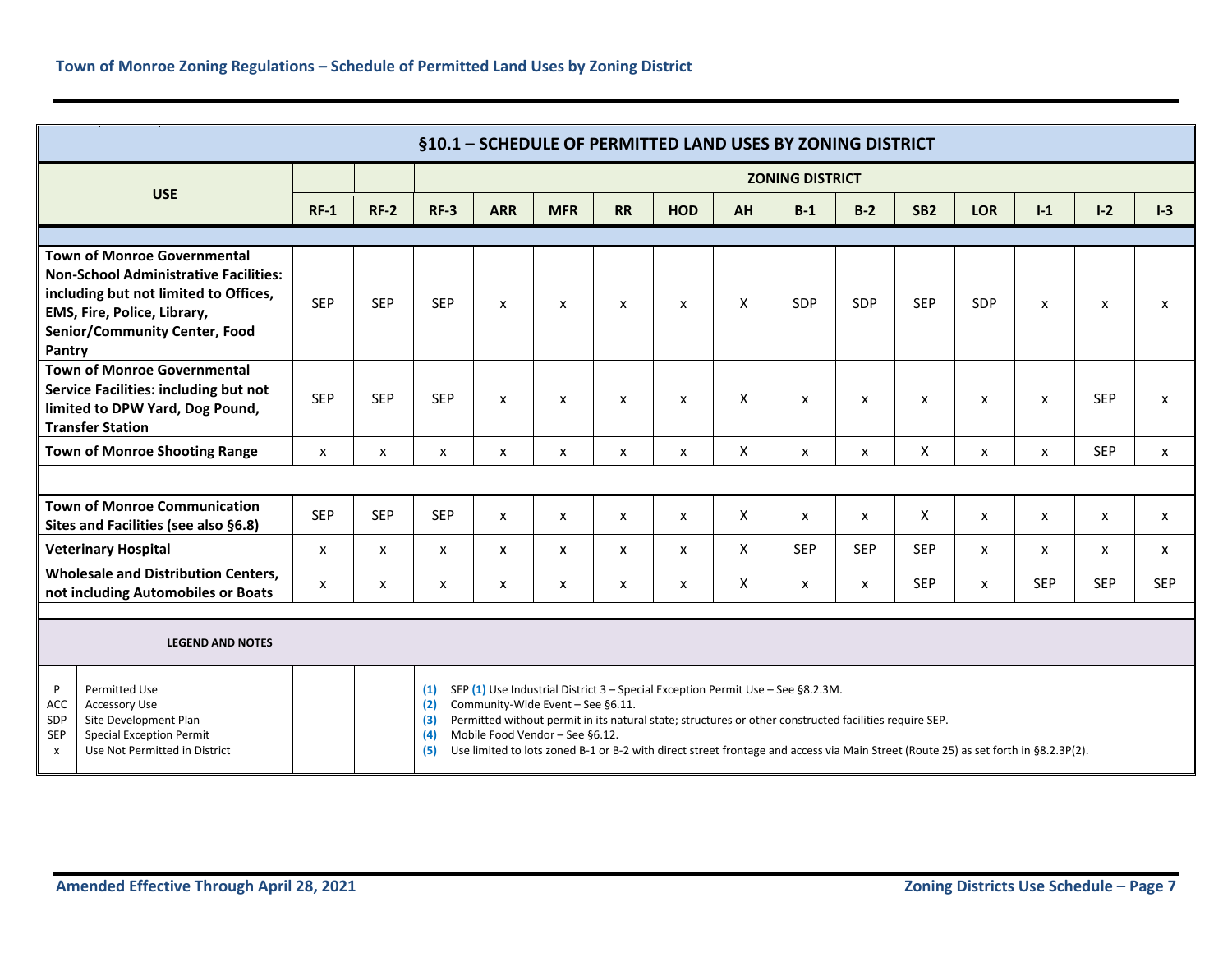## §10.1 – SCHEDULE OF PERMITTED LAND USES BY ZONING DISTRICT

| USE | RF-1 | RF-2 | RF-3 | ARR | MFR | RR | HOD | AH | B-1 | B-2 | SB2 | LOR | I-1 | I-2 | I-3 |
|---|---|---|---|---|---|---|---|---|---|---|---|---|---|---|---|
| **Town of Monroe Governmental Non-School Administrative Facilities: including but not limited to Offices, EMS, Fire, Police, Library, Senior/Community Center, Food Pantry** | SEP | SEP | SEP | x | x | x | x | X | SDP | SDP | SEP | SDP | x | x | x |
| **Town of Monroe Governmental Service Facilities: including but not limited to DPW Yard, Dog Pound, Transfer Station** | SEP | SEP | SEP | x | x | x | x | X | x | x | x | x | x | SEP | x |
| **Town of Monroe Shooting Range** | x | x | x | x | x | x | x | X | x | x | X | x | x | SEP | x |
| **Town of Monroe Communication Sites and Facilities (see also §6.8)** | SEP | SEP | SEP | x | x | x | x | X | x | x | X | x | x | x | x |
| **Veterinary Hospital** | x | x | x | x | x | x | x | X | SEP | SEP | SEP | x | x | x | x |
| **Wholesale and Distribution Centers, not including Automobiles or Boats** | x | x | x | x | x | x | x | X | x | x | SEP | x | SEP | SEP | SEP |

**LEGEND AND NOTES**

- P – Permitted Use
- ACC – Accessory Use
- SDP – Site Development Plan
- SEP – Special Exception Permit
- x – Use Not Permitted in District

(1) SEP (1) Use Industrial District 3 – Special Exception Permit Use – See §8.2.3M.
(2) Community-Wide Event – See §6.11.
(3) Permitted without permit in its natural state; structures or other constructed facilities require SEP.
(4) Mobile Food Vendor – See §6.12.
(5) Use limited to lots zoned B-1 or B-2 with direct street frontage and access via Main Street (Route 25) as set forth in §8.2.3P(2).